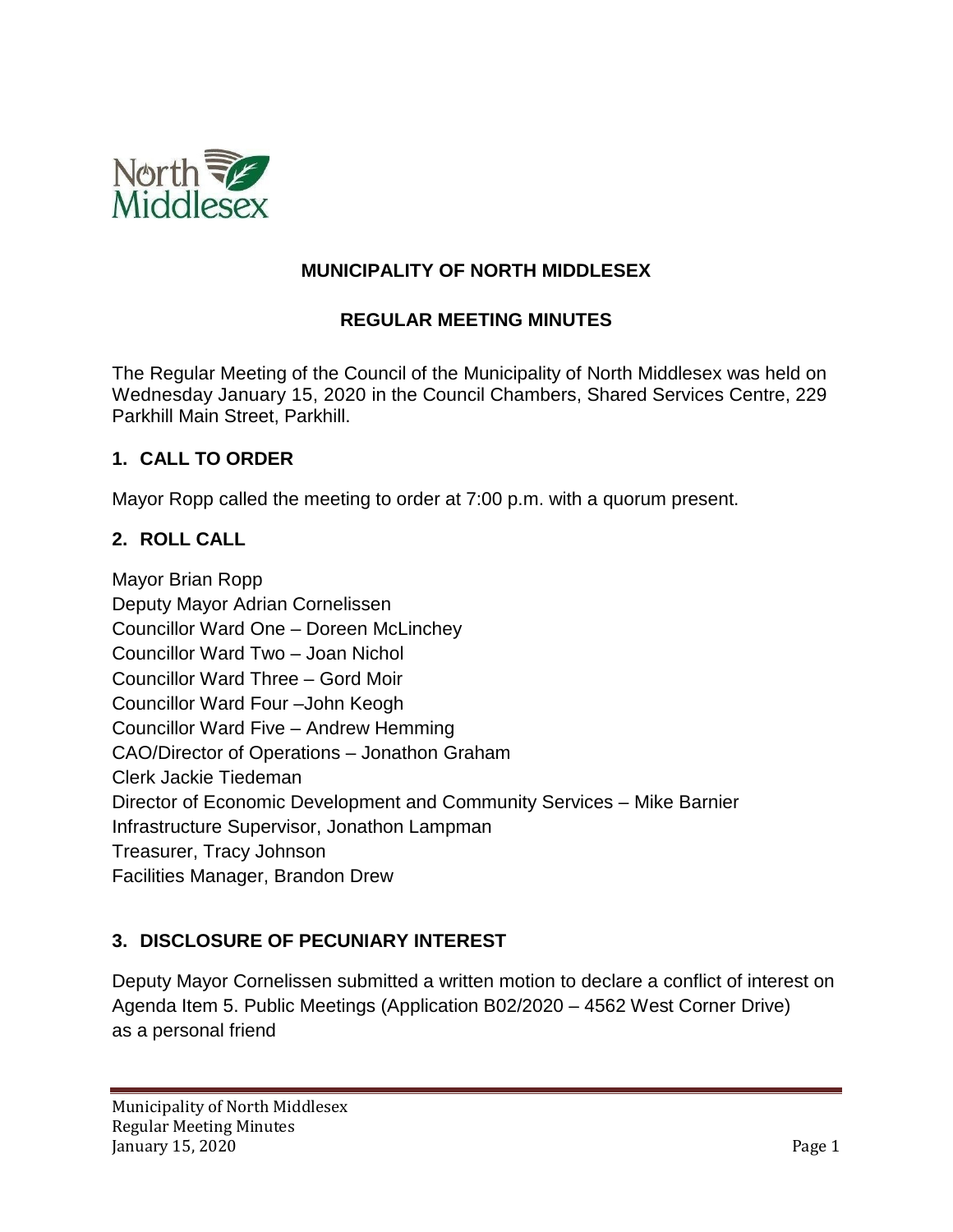# MUNICIPALITY OF NORTH MIDDLESEX

## REGULAR MEETING MINUTES

The Regular Meeting of the Council of the Municipality of North Middlesex was held on Wednesday January 15, 2020 in the Council Chambers, Shared Services Centre, 229 Parkhill Main Street, Parkhill.

### 1. CALL TO ORDER

Mayor Ropp called the meeting to order at 7:00 p.m. with a quorum present.

### 2. ROLL CALL

Mayor Brian Ropp
Deputy Mayor Adrian Cornelissen
Councillor Ward One – Doreen McLinchey
Councillor Ward Two – Joan Nichol
Councillor Ward Three – Gord Moir
Councillor Ward Four –John Keogh
Councillor Ward Five – Andrew Hemming
CAO/Director of Operations – Jonathon Graham
Clerk Jackie Tiedeman
Director of Economic Development and Community Services – Mike Barnier
Infrastructure Supervisor, Jonathon Lampman
Treasurer, Tracy Johnson
Facilities Manager, Brandon Drew

### 3. DISCLOSURE OF PECUNIARY INTEREST

Deputy Mayor Cornelissen submitted a written motion to declare a conflict of interest on Agenda Item 5. Public Meetings (Application B02/2020 – 4562 West Corner Drive) as a personal friend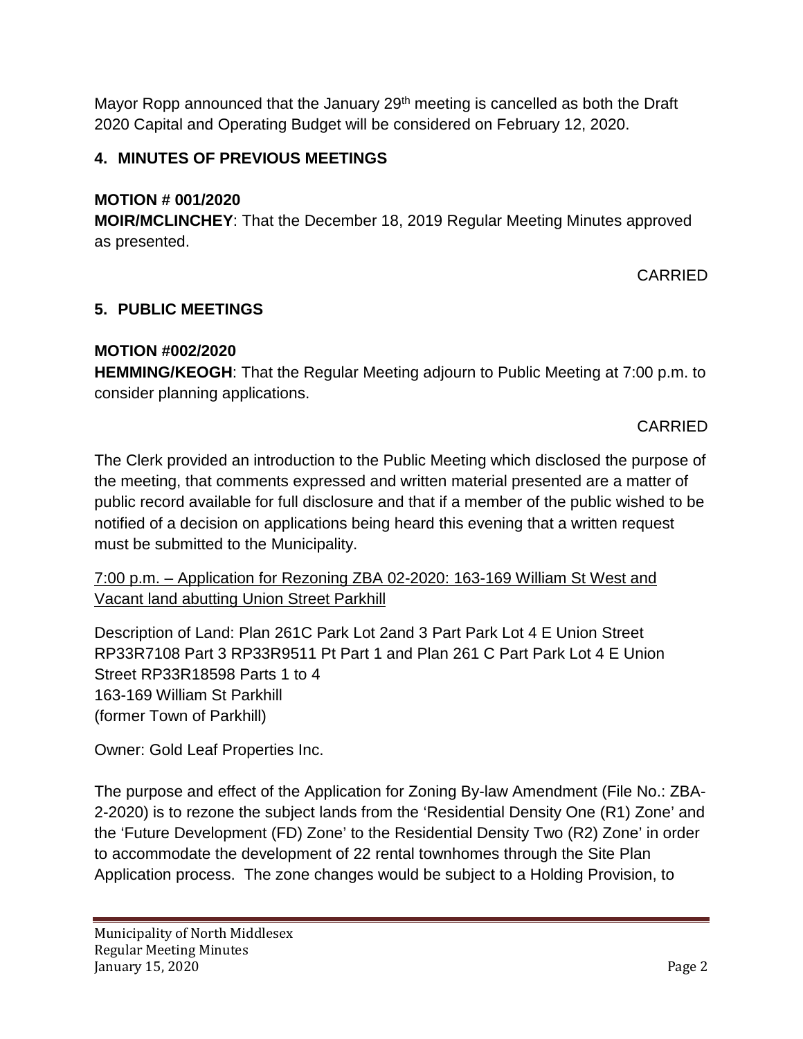Mayor Ropp announced that the January 29th meeting is cancelled as both the Draft 2020 Capital and Operating Budget will be considered on February 12, 2020.

## 4. MINUTES OF PREVIOUS MEETINGS

**MOTION # 001/2020**
**MOIR/MCLINCHEY**: That the December 18, 2019 Regular Meeting Minutes approved as presented.

CARRIED

## 5. PUBLIC MEETINGS

**MOTION #002/2020**
**HEMMING/KEOGH**: That the Regular Meeting adjourn to Public Meeting at 7:00 p.m. to consider planning applications.

CARRIED

The Clerk provided an introduction to the Public Meeting which disclosed the purpose of the meeting, that comments expressed and written material presented are a matter of public record available for full disclosure and that if a member of the public wished to be notified of a decision on applications being heard this evening that a written request must be submitted to the Municipality.

7:00 p.m. – Application for Rezoning ZBA 02-2020: 163-169 William St West and Vacant land abutting Union Street Parkhill

Description of Land: Plan 261C Park Lot 2and 3 Part Park Lot 4 E Union Street RP33R7108 Part 3 RP33R9511 Pt Part 1 and Plan 261 C Part Park Lot 4 E Union Street RP33R18598 Parts 1 to 4
163-169 William St Parkhill
(former Town of Parkhill)

Owner: Gold Leaf Properties Inc.

The purpose and effect of the Application for Zoning By-law Amendment (File No.: ZBA-2-2020) is to rezone the subject lands from the 'Residential Density One (R1) Zone' and the 'Future Development (FD) Zone' to the Residential Density Two (R2) Zone' in order to accommodate the development of 22 rental townhomes through the Site Plan Application process. The zone changes would be subject to a Holding Provision, to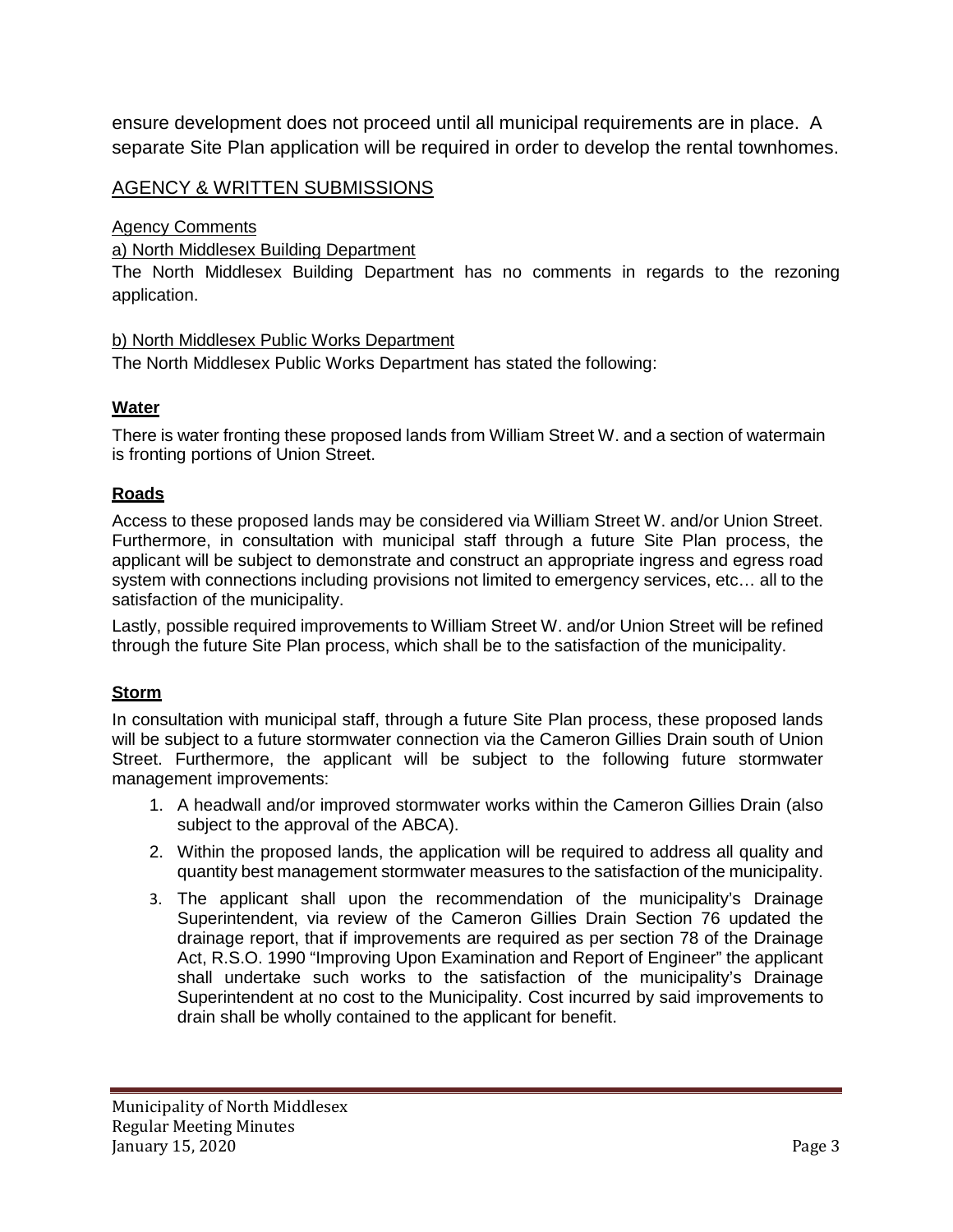ensure development does not proceed until all municipal requirements are in place. A separate Site Plan application will be required in order to develop the rental townhomes.

## AGENCY & WRITTEN SUBMISSIONS

### Agency Comments

#### a) North Middlesex Building Department

The North Middlesex Building Department has no comments in regards to the rezoning application.

#### b) North Middlesex Public Works Department

The North Middlesex Public Works Department has stated the following:

**Water**

There is water fronting these proposed lands from William Street W. and a section of watermain is fronting portions of Union Street.

**Roads**

Access to these proposed lands may be considered via William Street W. and/or Union Street. Furthermore, in consultation with municipal staff through a future Site Plan process, the applicant will be subject to demonstrate and construct an appropriate ingress and egress road system with connections including provisions not limited to emergency services, etc… all to the satisfaction of the municipality.

Lastly, possible required improvements to William Street W. and/or Union Street will be refined through the future Site Plan process, which shall be to the satisfaction of the municipality.

**Storm**

In consultation with municipal staff, through a future Site Plan process, these proposed lands will be subject to a future stormwater connection via the Cameron Gillies Drain south of Union Street. Furthermore, the applicant will be subject to the following future stormwater management improvements:

1. A headwall and/or improved stormwater works within the Cameron Gillies Drain (also subject to the approval of the ABCA).
2. Within the proposed lands, the application will be required to address all quality and quantity best management stormwater measures to the satisfaction of the municipality.
3. The applicant shall upon the recommendation of the municipality's Drainage Superintendent, via review of the Cameron Gillies Drain Section 76 updated the drainage report, that if improvements are required as per section 78 of the Drainage Act, R.S.O. 1990 "Improving Upon Examination and Report of Engineer" the applicant shall undertake such works to the satisfaction of the municipality's Drainage Superintendent at no cost to the Municipality. Cost incurred by said improvements to drain shall be wholly contained to the applicant for benefit.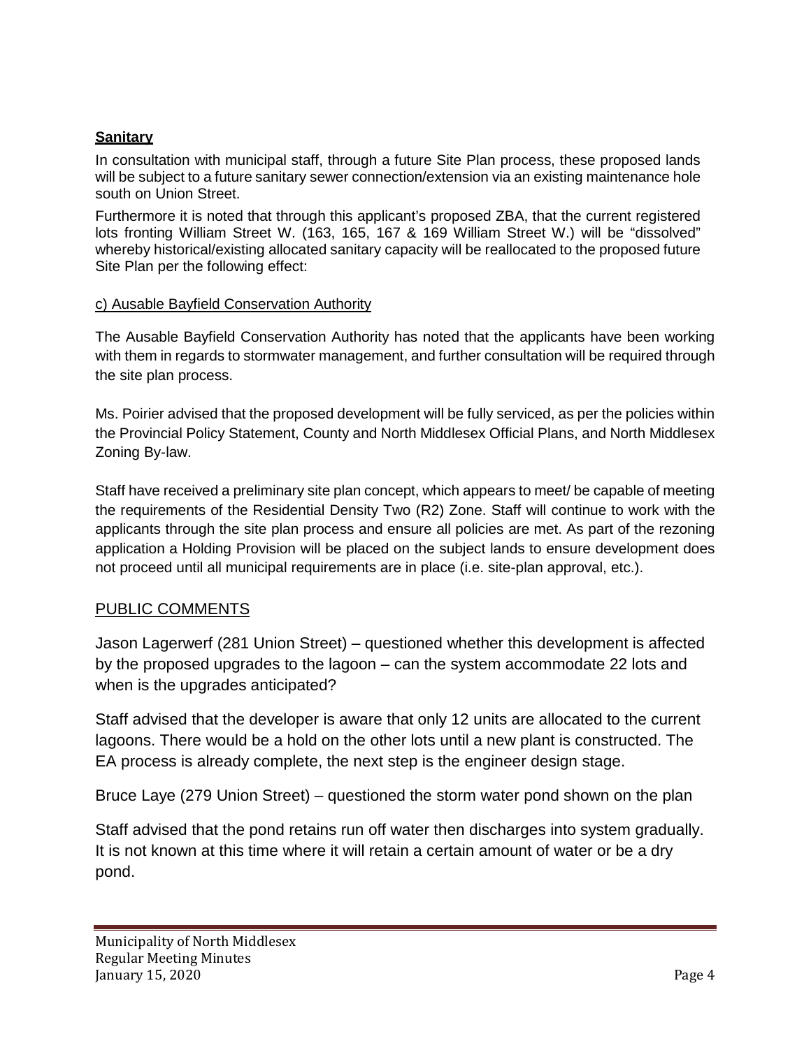**Sanitary**

In consultation with municipal staff, through a future Site Plan process, these proposed lands will be subject to a future sanitary sewer connection/extension via an existing maintenance hole south on Union Street.

Furthermore it is noted that through this applicant's proposed ZBA, that the current registered lots fronting William Street W. (163, 165, 167 & 169 William Street W.) will be "dissolved" whereby historical/existing allocated sanitary capacity will be reallocated to the proposed future Site Plan per the following effect:

c) Ausable Bayfield Conservation Authority

The Ausable Bayfield Conservation Authority has noted that the applicants have been working with them in regards to stormwater management, and further consultation will be required through the site plan process.

Ms. Poirier advised that the proposed development will be fully serviced, as per the policies within the Provincial Policy Statement, County and North Middlesex Official Plans, and North Middlesex Zoning By-law.

Staff have received a preliminary site plan concept, which appears to meet/ be capable of meeting the requirements of the Residential Density Two (R2) Zone. Staff will continue to work with the applicants through the site plan process and ensure all policies are met. As part of the rezoning application a Holding Provision will be placed on the subject lands to ensure development does not proceed until all municipal requirements are in place (i.e. site-plan approval, etc.).

## PUBLIC COMMENTS

Jason Lagerwerf (281 Union Street) – questioned whether this development is affected by the proposed upgrades to the lagoon – can the system accommodate 22 lots and when is the upgrades anticipated?

Staff advised that the developer is aware that only 12 units are allocated to the current lagoons. There would be a hold on the other lots until a new plant is constructed. The EA process is already complete, the next step is the engineer design stage.

Bruce Laye (279 Union Street) – questioned the storm water pond shown on the plan

Staff advised that the pond retains run off water then discharges into system gradually. It is not known at this time where it will retain a certain amount of water or be a dry pond.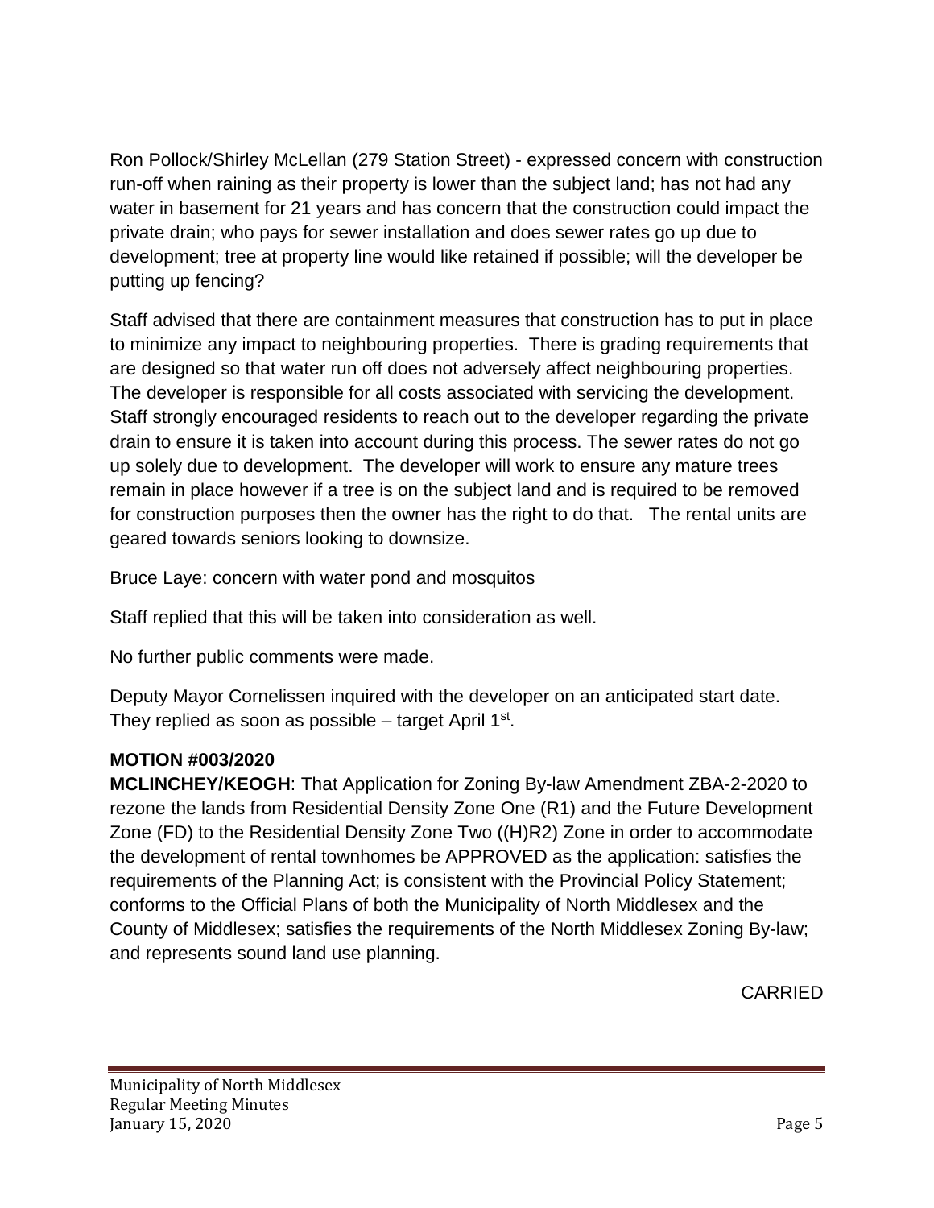Ron Pollock/Shirley McLellan (279 Station Street) - expressed concern with construction run-off when raining as their property is lower than the subject land; has not had any water in basement for 21 years and has concern that the construction could impact the private drain; who pays for sewer installation and does sewer rates go up due to development; tree at property line would like retained if possible; will the developer be putting up fencing?

Staff advised that there are containment measures that construction has to put in place to minimize any impact to neighbouring properties. There is grading requirements that are designed so that water run off does not adversely affect neighbouring properties. The developer is responsible for all costs associated with servicing the development. Staff strongly encouraged residents to reach out to the developer regarding the private drain to ensure it is taken into account during this process. The sewer rates do not go up solely due to development. The developer will work to ensure any mature trees remain in place however if a tree is on the subject land and is required to be removed for construction purposes then the owner has the right to do that. The rental units are geared towards seniors looking to downsize.

Bruce Laye: concern with water pond and mosquitos

Staff replied that this will be taken into consideration as well.

No further public comments were made.

Deputy Mayor Cornelissen inquired with the developer on an anticipated start date. They replied as soon as possible – target April 1st.

**MOTION #003/2020**

**MCLINCHEY/KEOGH**: That Application for Zoning By-law Amendment ZBA-2-2020 to rezone the lands from Residential Density Zone One (R1) and the Future Development Zone (FD) to the Residential Density Zone Two ((H)R2) Zone in order to accommodate the development of rental townhomes be APPROVED as the application: satisfies the requirements of the Planning Act; is consistent with the Provincial Policy Statement; conforms to the Official Plans of both the Municipality of North Middlesex and the County of Middlesex; satisfies the requirements of the North Middlesex Zoning By-law; and represents sound land use planning.

CARRIED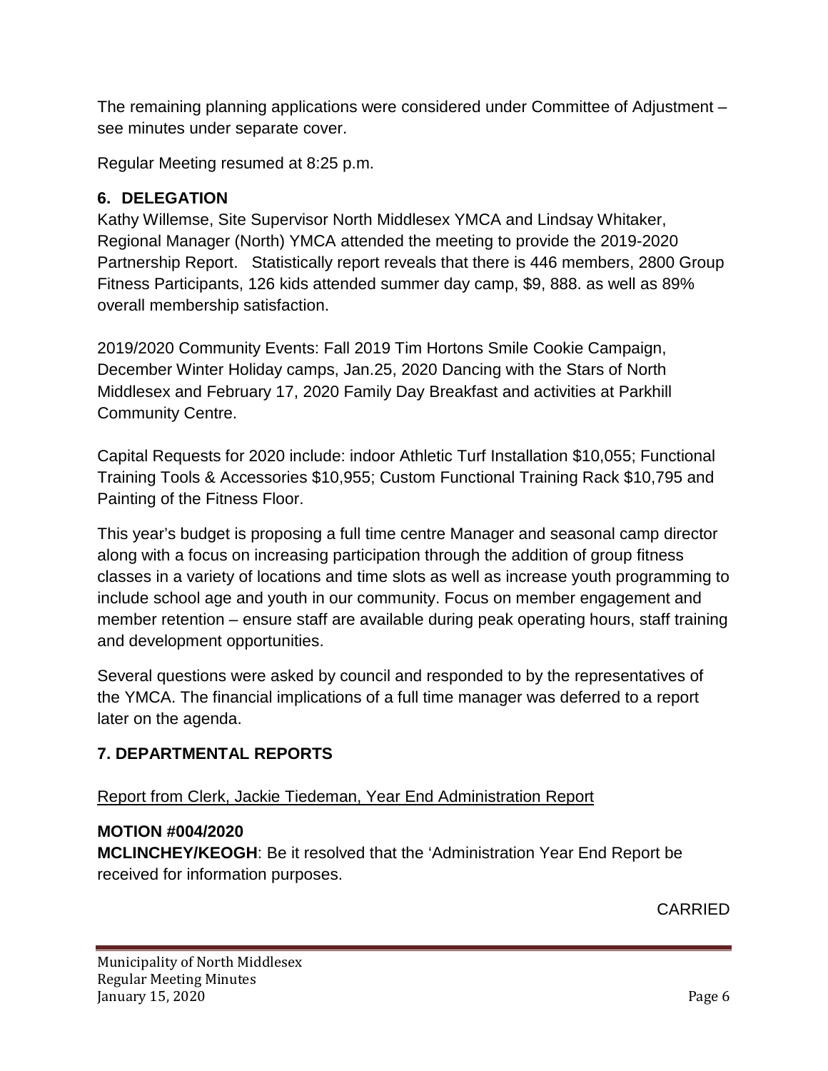The remaining planning applications were considered under Committee of Adjustment – see minutes under separate cover.

Regular Meeting resumed at 8:25 p.m.

## 6. DELEGATION

Kathy Willemse, Site Supervisor North Middlesex YMCA and Lindsay Whitaker, Regional Manager (North) YMCA attended the meeting to provide the 2019-2020 Partnership Report. Statistically report reveals that there is 446 members, 2800 Group Fitness Participants, 126 kids attended summer day camp, $9, 888. as well as 89% overall membership satisfaction.

2019/2020 Community Events: Fall 2019 Tim Hortons Smile Cookie Campaign, December Winter Holiday camps, Jan.25, 2020 Dancing with the Stars of North Middlesex and February 17, 2020 Family Day Breakfast and activities at Parkhill Community Centre.

Capital Requests for 2020 include: indoor Athletic Turf Installation $10,055; Functional Training Tools & Accessories $10,955; Custom Functional Training Rack $10,795 and Painting of the Fitness Floor.

This year's budget is proposing a full time centre Manager and seasonal camp director along with a focus on increasing participation through the addition of group fitness classes in a variety of locations and time slots as well as increase youth programming to include school age and youth in our community. Focus on member engagement and member retention – ensure staff are available during peak operating hours, staff training and development opportunities.

Several questions were asked by council and responded to by the representatives of the YMCA. The financial implications of a full time manager was deferred to a report later on the agenda.

## 7. DEPARTMENTAL REPORTS

Report from Clerk, Jackie Tiedeman, Year End Administration Report

**MOTION #004/2020**

**MCLINCHEY/KEOGH**: Be it resolved that the 'Administration Year End Report be received for information purposes.

CARRIED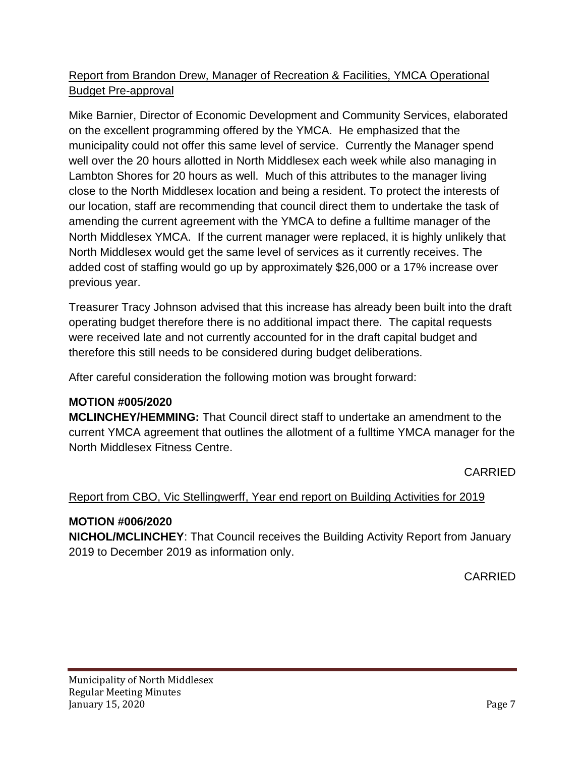<u>Report from Brandon Drew, Manager of Recreation & Facilities, YMCA Operational Budget Pre-approval</u>

Mike Barnier, Director of Economic Development and Community Services, elaborated on the excellent programming offered by the YMCA. He emphasized that the municipality could not offer this same level of service. Currently the Manager spend well over the 20 hours allotted in North Middlesex each week while also managing in Lambton Shores for 20 hours as well. Much of this attributes to the manager living close to the North Middlesex location and being a resident. To protect the interests of our location, staff are recommending that council direct them to undertake the task of amending the current agreement with the YMCA to define a fulltime manager of the North Middlesex YMCA. If the current manager were replaced, it is highly unlikely that North Middlesex would get the same level of services as it currently receives. The added cost of staffing would go up by approximately $26,000 or a 17% increase over previous year.

Treasurer Tracy Johnson advised that this increase has already been built into the draft operating budget therefore there is no additional impact there. The capital requests were received late and not currently accounted for in the draft capital budget and therefore this still needs to be considered during budget deliberations.

After careful consideration the following motion was brought forward:

**MOTION #005/2020**
**MCLINCHEY/HEMMING:** That Council direct staff to undertake an amendment to the current YMCA agreement that outlines the allotment of a fulltime YMCA manager for the North Middlesex Fitness Centre.

CARRIED

<u>Report from CBO, Vic Stellingwerff, Year end report on Building Activities for 2019</u>

**MOTION #006/2020**
**NICHOL/MCLINCHEY**: That Council receives the Building Activity Report from January 2019 to December 2019 as information only.

CARRIED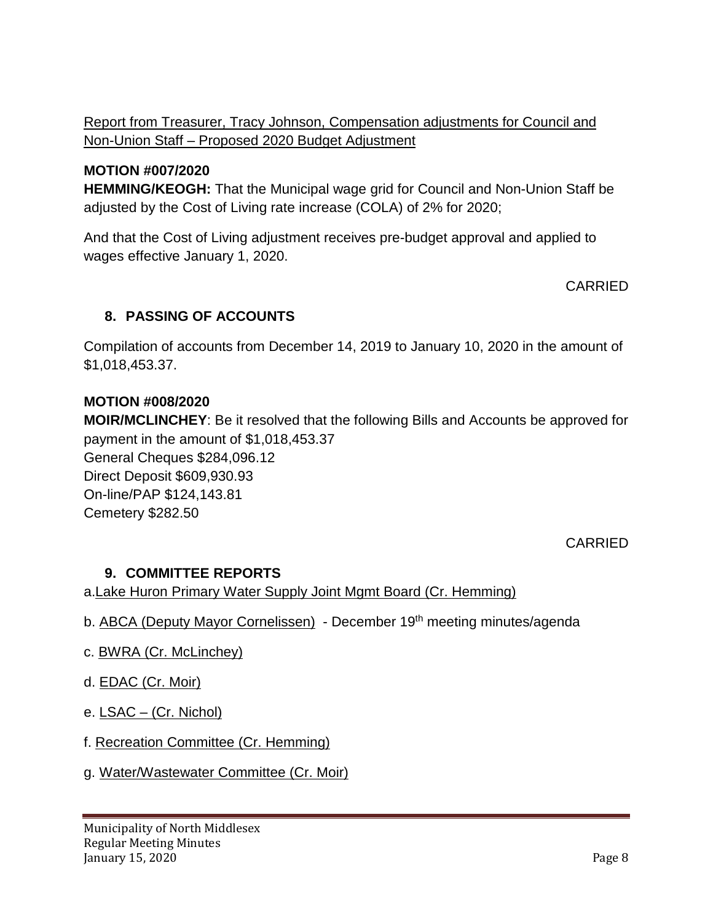Report from Treasurer, Tracy Johnson, Compensation adjustments for Council and Non-Union Staff – Proposed 2020 Budget Adjustment

**MOTION #007/2020**

**HEMMING/KEOGH:** That the Municipal wage grid for Council and Non-Union Staff be adjusted by the Cost of Living rate increase (COLA) of 2% for 2020;

And that the Cost of Living adjustment receives pre-budget approval and applied to wages effective January 1, 2020.

CARRIED

## 8. PASSING OF ACCOUNTS

Compilation of accounts from December 14, 2019 to January 10, 2020 in the amount of $1,018,453.37.

**MOTION #008/2020**

**MOIR/MCLINCHEY**: Be it resolved that the following Bills and Accounts be approved for payment in the amount of $1,018,453.37

General Cheques $284,096.12

Direct Deposit $609,930.93

On-line/PAP $124,143.81

Cemetery $282.50

CARRIED

## 9. COMMITTEE REPORTS

a. Lake Huron Primary Water Supply Joint Mgmt Board (Cr. Hemming)

b. ABCA (Deputy Mayor Cornelissen) - December 19th meeting minutes/agenda

c. BWRA (Cr. McLinchey)

d. EDAC (Cr. Moir)

e. LSAC – (Cr. Nichol)

f. Recreation Committee (Cr. Hemming)

g. Water/Wastewater Committee (Cr. Moir)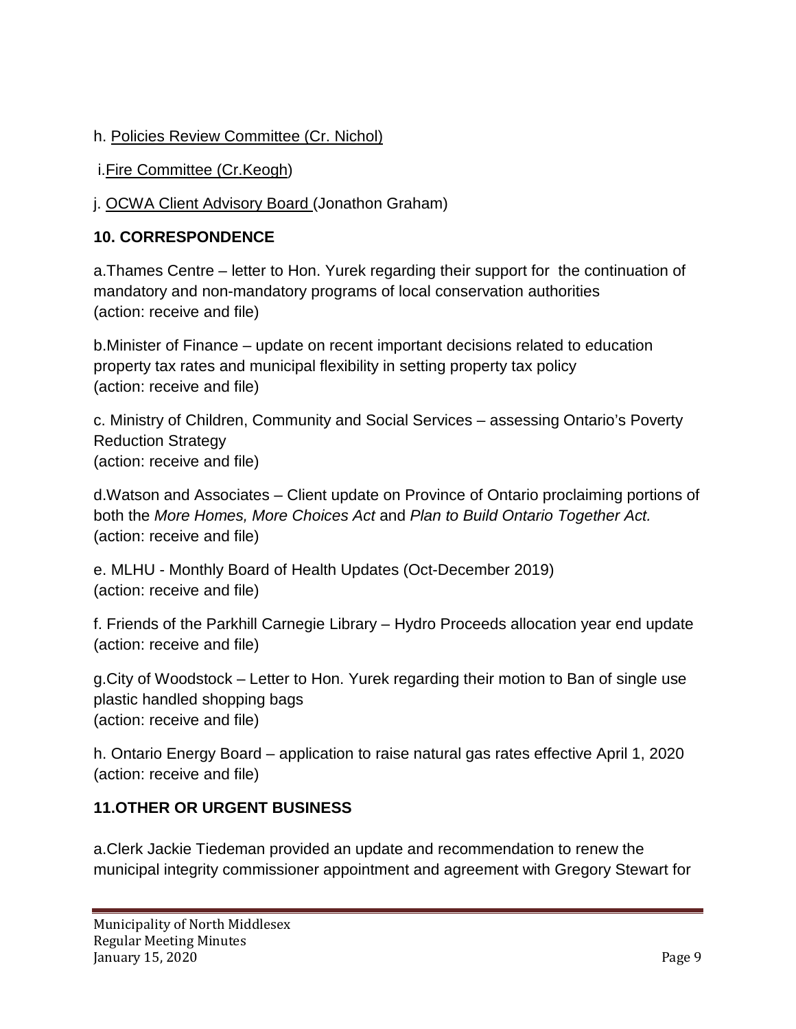h. Policies Review Committee (Cr. Nichol)

i. Fire Committee (Cr.Keogh)

j. OCWA Client Advisory Board (Jonathon Graham)

**10. CORRESPONDENCE**

a.Thames Centre – letter to Hon. Yurek regarding their support for the continuation of mandatory and non-mandatory programs of local conservation authorities
(action: receive and file)

b.Minister of Finance – update on recent important decisions related to education property tax rates and municipal flexibility in setting property tax policy
(action: receive and file)

c. Ministry of Children, Community and Social Services – assessing Ontario's Poverty Reduction Strategy
(action: receive and file)

d.Watson and Associates – Client update on Province of Ontario proclaiming portions of both the *More Homes, More Choices Act* and *Plan to Build Ontario Together Act.*
(action: receive and file)

e. MLHU - Monthly Board of Health Updates (Oct-December 2019)
(action: receive and file)

f. Friends of the Parkhill Carnegie Library – Hydro Proceeds allocation year end update
(action: receive and file)

g.City of Woodstock – Letter to Hon. Yurek regarding their motion to Ban of single use plastic handled shopping bags
(action: receive and file)

h. Ontario Energy Board – application to raise natural gas rates effective April 1, 2020
(action: receive and file)

**11.OTHER OR URGENT BUSINESS**

a.Clerk Jackie Tiedeman provided an update and recommendation to renew the municipal integrity commissioner appointment and agreement with Gregory Stewart for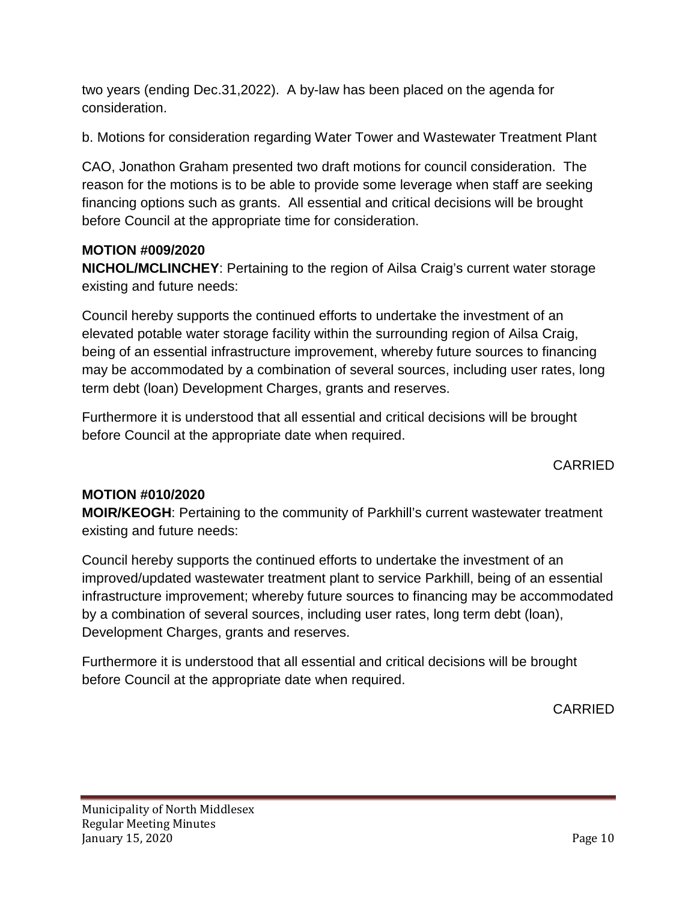two years (ending Dec.31,2022). A by-law has been placed on the agenda for consideration.

b. Motions for consideration regarding Water Tower and Wastewater Treatment Plant

CAO, Jonathon Graham presented two draft motions for council consideration. The reason for the motions is to be able to provide some leverage when staff are seeking financing options such as grants. All essential and critical decisions will be brought before Council at the appropriate time for consideration.

**MOTION #009/2020**
**NICHOL/MCLINCHEY**: Pertaining to the region of Ailsa Craig's current water storage existing and future needs:

Council hereby supports the continued efforts to undertake the investment of an elevated potable water storage facility within the surrounding region of Ailsa Craig, being of an essential infrastructure improvement, whereby future sources to financing may be accommodated by a combination of several sources, including user rates, long term debt (loan) Development Charges, grants and reserves.

Furthermore it is understood that all essential and critical decisions will be brought before Council at the appropriate date when required.

CARRIED

**MOTION #010/2020**
**MOIR/KEOGH**: Pertaining to the community of Parkhill's current wastewater treatment existing and future needs:

Council hereby supports the continued efforts to undertake the investment of an improved/updated wastewater treatment plant to service Parkhill, being of an essential infrastructure improvement; whereby future sources to financing may be accommodated by a combination of several sources, including user rates, long term debt (loan), Development Charges, grants and reserves.

Furthermore it is understood that all essential and critical decisions will be brought before Council at the appropriate date when required.

CARRIED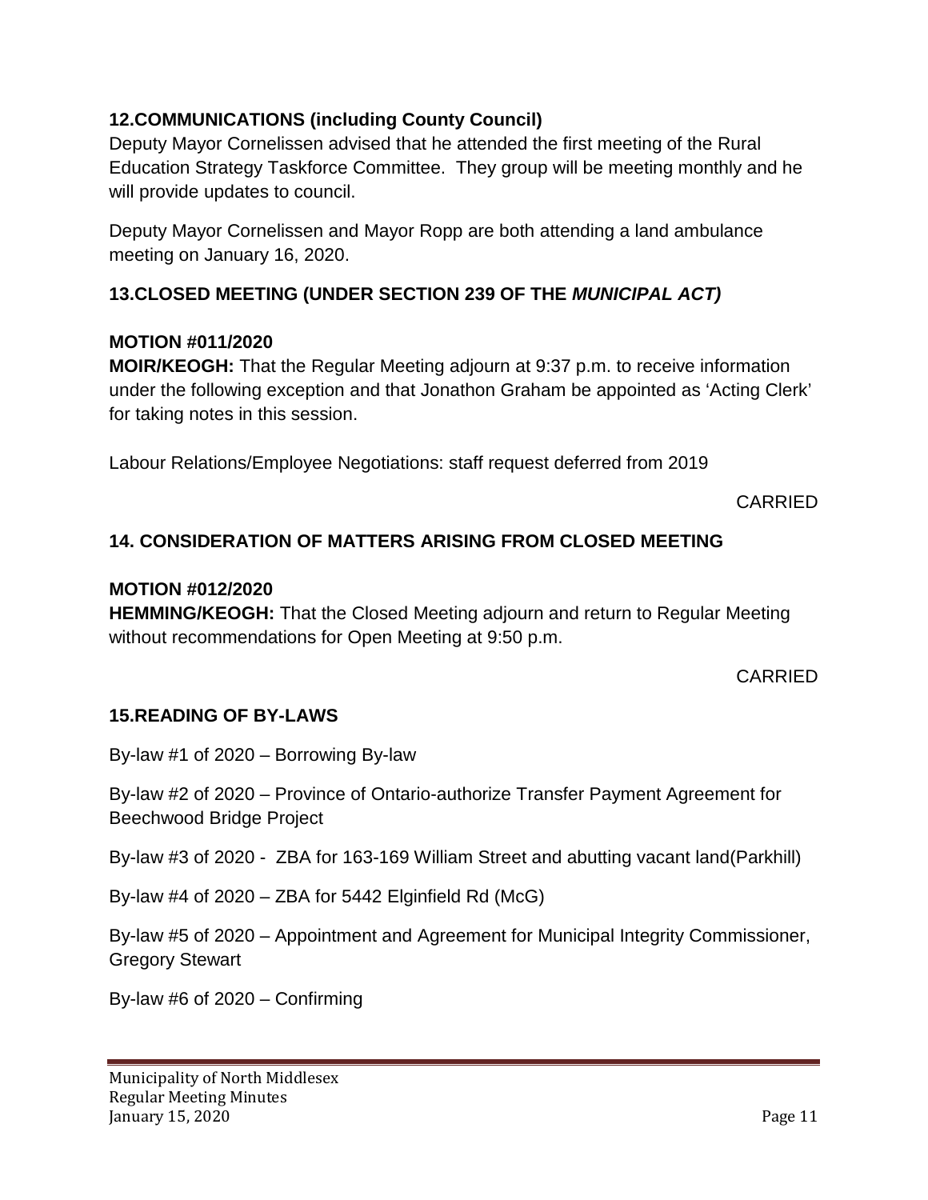## 12.COMMUNICATIONS (including County Council)

Deputy Mayor Cornelissen advised that he attended the first meeting of the Rural Education Strategy Taskforce Committee. They group will be meeting monthly and he will provide updates to council.

Deputy Mayor Cornelissen and Mayor Ropp are both attending a land ambulance meeting on January 16, 2020.

## 13.CLOSED MEETING (UNDER SECTION 239 OF THE *MUNICIPAL ACT)*

**MOTION #011/2020**

**MOIR/KEOGH:** That the Regular Meeting adjourn at 9:37 p.m. to receive information under the following exception and that Jonathon Graham be appointed as 'Acting Clerk' for taking notes in this session.

Labour Relations/Employee Negotiations: staff request deferred from 2019

CARRIED

## 14. CONSIDERATION OF MATTERS ARISING FROM CLOSED MEETING

**MOTION #012/2020**

**HEMMING/KEOGH:** That the Closed Meeting adjourn and return to Regular Meeting without recommendations for Open Meeting at 9:50 p.m.

CARRIED

## 15.READING OF BY-LAWS

By-law #1 of 2020 – Borrowing By-law

By-law #2 of 2020 – Province of Ontario-authorize Transfer Payment Agreement for Beechwood Bridge Project

By-law #3 of 2020 - ZBA for 163-169 William Street and abutting vacant land(Parkhill)

By-law #4 of 2020 – ZBA for 5442 Elginfield Rd (McG)

By-law #5 of 2020 – Appointment and Agreement for Municipal Integrity Commissioner, Gregory Stewart

By-law #6 of 2020 – Confirming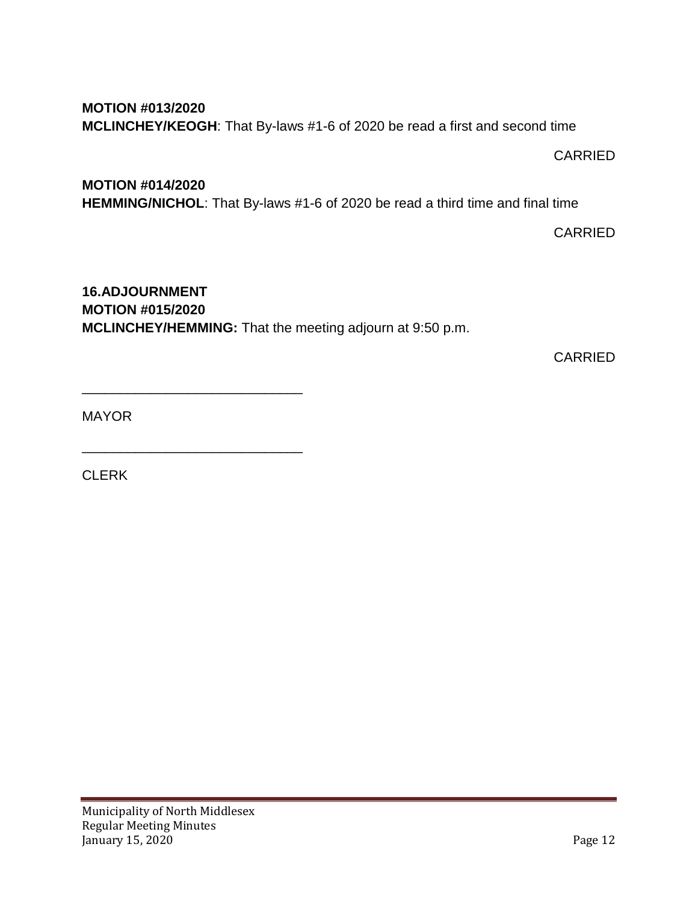**MOTION #013/2020**
**MCLINCHEY/KEOGH**: That By-laws #1-6 of 2020 be read a first and second time

CARRIED

**MOTION #014/2020**
**HEMMING/NICHOL**: That By-laws #1-6 of 2020 be read a third time and final time

CARRIED

**16.ADJOURNMENT**
**MOTION #015/2020**
**MCLINCHEY/HEMMING:** That the meeting adjourn at 9:50 p.m.

CARRIED

______________________________

MAYOR

______________________________

CLERK